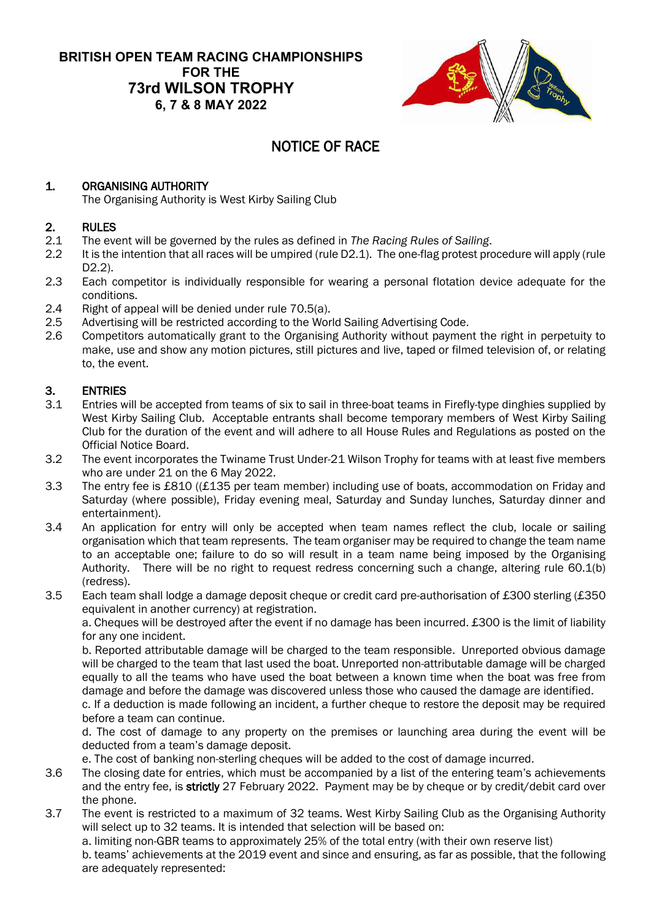**BRITISH OPEN TEAM RACING CHAMPIONSHIPS**
**FOR THE**
**73rd WILSON TROPHY**
**6, 7 & 8 MAY 2022**

# NOTICE OF RACE

## 1. ORGANISING AUTHORITY

The Organising Authority is West Kirby Sailing Club

## 2. RULES

2.1 The event will be governed by the rules as defined in *The Racing Rules of Sailing*.

2.2 It is the intention that all races will be umpired (rule D2.1). The one-flag protest procedure will apply (rule D2.2).

2.3 Each competitor is individually responsible for wearing a personal flotation device adequate for the conditions.

2.4 Right of appeal will be denied under rule 70.5(a).

2.5 Advertising will be restricted according to the World Sailing Advertising Code.

2.6 Competitors automatically grant to the Organising Authority without payment the right in perpetuity to make, use and show any motion pictures, still pictures and live, taped or filmed television of, or relating to, the event.

## 3. ENTRIES

3.1 Entries will be accepted from teams of six to sail in three-boat teams in Firefly-type dinghies supplied by West Kirby Sailing Club. Acceptable entrants shall become temporary members of West Kirby Sailing Club for the duration of the event and will adhere to all House Rules and Regulations as posted on the Official Notice Board.

3.2 The event incorporates the Twiname Trust Under-21 Wilson Trophy for teams with at least five members who are under 21 on the 6 May 2022.

3.3 The entry fee is £810 ((£135 per team member) including use of boats, accommodation on Friday and Saturday (where possible), Friday evening meal, Saturday and Sunday lunches, Saturday dinner and entertainment).

3.4 An application for entry will only be accepted when team names reflect the club, locale or sailing organisation which that team represents. The team organiser may be required to change the team name to an acceptable one; failure to do so will result in a team name being imposed by the Organising Authority. There will be no right to request redress concerning such a change, altering rule 60.1(b) (redress).

3.5 Each team shall lodge a damage deposit cheque or credit card pre-authorisation of £300 sterling (£350 equivalent in another currency) at registration.

a. Cheques will be destroyed after the event if no damage has been incurred. £300 is the limit of liability for any one incident.

b. Reported attributable damage will be charged to the team responsible. Unreported obvious damage will be charged to the team that last used the boat. Unreported non-attributable damage will be charged equally to all the teams who have used the boat between a known time when the boat was free from damage and before the damage was discovered unless those who caused the damage are identified.

c. If a deduction is made following an incident, a further cheque to restore the deposit may be required before a team can continue.

d. The cost of damage to any property on the premises or launching area during the event will be deducted from a team's damage deposit.

e. The cost of banking non-sterling cheques will be added to the cost of damage incurred.

3.6 The closing date for entries, which must be accompanied by a list of the entering team's achievements and the entry fee, is **strictly** 27 February 2022. Payment may be by cheque or by credit/debit card over the phone.

3.7 The event is restricted to a maximum of 32 teams. West Kirby Sailing Club as the Organising Authority will select up to 32 teams. It is intended that selection will be based on:

a. limiting non-GBR teams to approximately 25% of the total entry (with their own reserve list)

b. teams' achievements at the 2019 event and since and ensuring, as far as possible, that the following are adequately represented: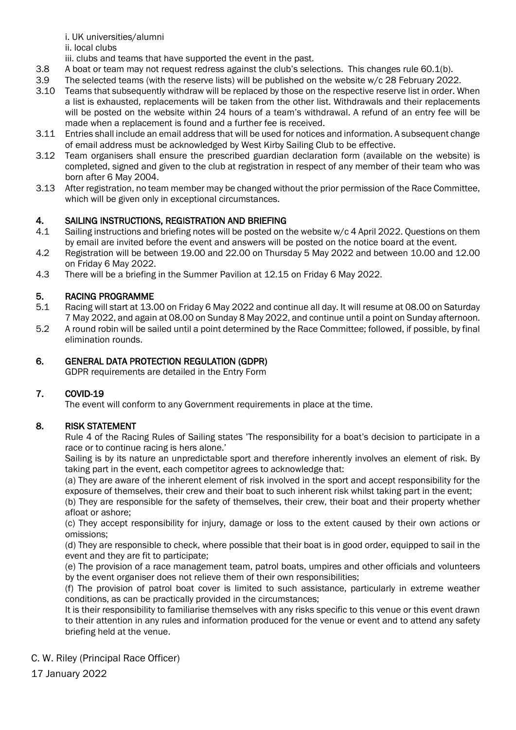i. UK universities/alumni
ii. local clubs
iii. clubs and teams that have supported the event in the past.

3.8 A boat or team may not request redress against the club's selections. This changes rule 60.1(b).

3.9 The selected teams (with the reserve lists) will be published on the website w/c 28 February 2022.

3.10 Teams that subsequently withdraw will be replaced by those on the respective reserve list in order. When a list is exhausted, replacements will be taken from the other list. Withdrawals and their replacements will be posted on the website within 24 hours of a team's withdrawal. A refund of an entry fee will be made when a replacement is found and a further fee is received.

3.11 Entries shall include an email address that will be used for notices and information. A subsequent change of email address must be acknowledged by West Kirby Sailing Club to be effective.

3.12 Team organisers shall ensure the prescribed guardian declaration form (available on the website) is completed, signed and given to the club at registration in respect of any member of their team who was born after 6 May 2004.

3.13 After registration, no team member may be changed without the prior permission of the Race Committee, which will be given only in exceptional circumstances.

## 4. SAILING INSTRUCTIONS, REGISTRATION AND BRIEFING

4.1 Sailing instructions and briefing notes will be posted on the website w/c 4 April 2022. Questions on them by email are invited before the event and answers will be posted on the notice board at the event.

4.2 Registration will be between 19.00 and 22.00 on Thursday 5 May 2022 and between 10.00 and 12.00 on Friday 6 May 2022.

4.3 There will be a briefing in the Summer Pavilion at 12.15 on Friday 6 May 2022.

## 5. RACING PROGRAMME

5.1 Racing will start at 13.00 on Friday 6 May 2022 and continue all day. It will resume at 08.00 on Saturday 7 May 2022, and again at 08.00 on Sunday 8 May 2022, and continue until a point on Sunday afternoon.

5.2 A round robin will be sailed until a point determined by the Race Committee; followed, if possible, by final elimination rounds.

## 6. GENERAL DATA PROTECTION REGULATION (GDPR)

GDPR requirements are detailed in the Entry Form

## 7. COVID-19

The event will conform to any Government requirements in place at the time.

## 8. RISK STATEMENT

Rule 4 of the Racing Rules of Sailing states 'The responsibility for a boat's decision to participate in a race or to continue racing is hers alone.'

Sailing is by its nature an unpredictable sport and therefore inherently involves an element of risk. By taking part in the event, each competitor agrees to acknowledge that:

(a) They are aware of the inherent element of risk involved in the sport and accept responsibility for the exposure of themselves, their crew and their boat to such inherent risk whilst taking part in the event;

(b) They are responsible for the safety of themselves, their crew, their boat and their property whether afloat or ashore;

(c) They accept responsibility for injury, damage or loss to the extent caused by their own actions or omissions;

(d) They are responsible to check, where possible that their boat is in good order, equipped to sail in the event and they are fit to participate;

(e) The provision of a race management team, patrol boats, umpires and other officials and volunteers by the event organiser does not relieve them of their own responsibilities;

(f) The provision of patrol boat cover is limited to such assistance, particularly in extreme weather conditions, as can be practically provided in the circumstances;

It is their responsibility to familiarise themselves with any risks specific to this venue or this event drawn to their attention in any rules and information produced for the venue or event and to attend any safety briefing held at the venue.

C. W. Riley (Principal Race Officer)

17 January 2022